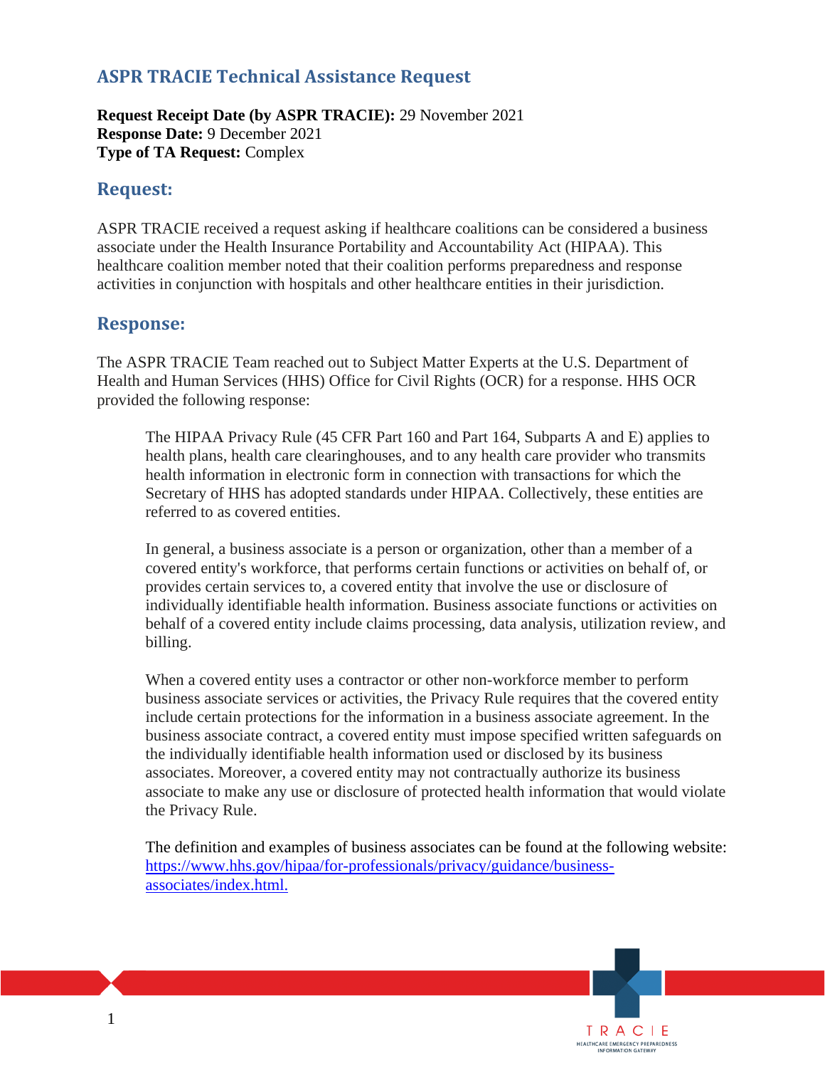## ASPR TRACIE Technical Assistance Request

**Request Receipt Date (by ASPR TRACIE):** 29 November 2021
**Response Date:** 9 December 2021
**Type of TA Request:** Complex

## Request:

ASPR TRACIE received a request asking if healthcare coalitions can be considered a business associate under the Health Insurance Portability and Accountability Act (HIPAA). This healthcare coalition member noted that their coalition performs preparedness and response activities in conjunction with hospitals and other healthcare entities in their jurisdiction.

## Response:

The ASPR TRACIE Team reached out to Subject Matter Experts at the U.S. Department of Health and Human Services (HHS) Office for Civil Rights (OCR) for a response. HHS OCR provided the following response:

> The HIPAA Privacy Rule (45 CFR Part 160 and Part 164, Subparts A and E) applies to health plans, health care clearinghouses, and to any health care provider who transmits health information in electronic form in connection with transactions for which the Secretary of HHS has adopted standards under HIPAA. Collectively, these entities are referred to as covered entities.
>
> In general, a business associate is a person or organization, other than a member of a covered entity's workforce, that performs certain functions or activities on behalf of, or provides certain services to, a covered entity that involve the use or disclosure of individually identifiable health information. Business associate functions or activities on behalf of a covered entity include claims processing, data analysis, utilization review, and billing.
>
> When a covered entity uses a contractor or other non-workforce member to perform business associate services or activities, the Privacy Rule requires that the covered entity include certain protections for the information in a business associate agreement. In the business associate contract, a covered entity must impose specified written safeguards on the individually identifiable health information used or disclosed by its business associates. Moreover, a covered entity may not contractually authorize its business associate to make any use or disclosure of protected health information that would violate the Privacy Rule.
>
> The definition and examples of business associates can be found at the following website: [https://www.hhs.gov/hipaa/for-professionals/privacy/guidance/business-associates/index.html.](https://www.hhs.gov/hipaa/for-professionals/privacy/guidance/business-associates/index.html)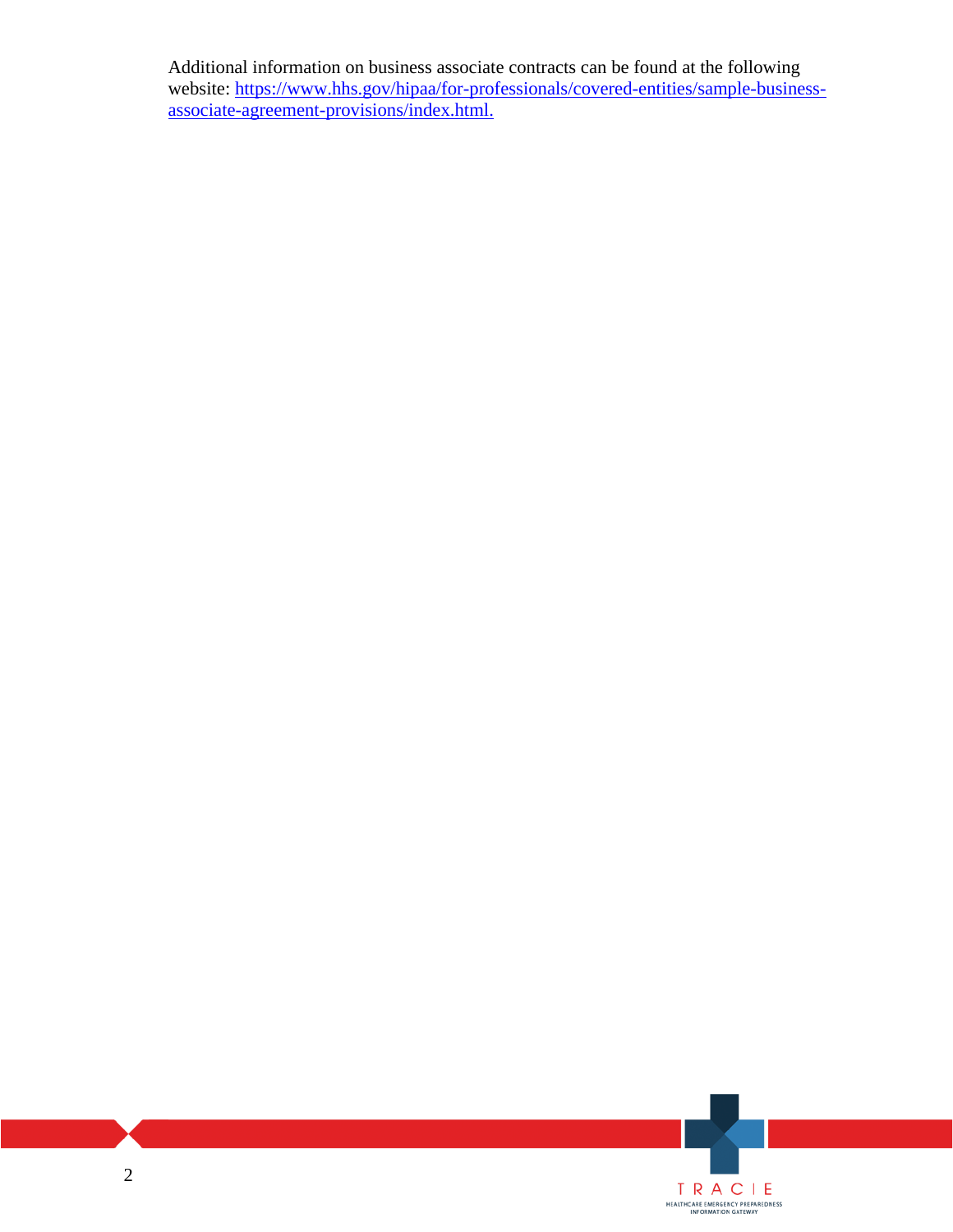Additional information on business associate contracts can be found at the following website: [https://www.hhs.gov/hipaa/for-professionals/covered-entities/sample-business-associate-agreement-provisions/index.html.](https://www.hhs.gov/hipaa/for-professionals/covered-entities/sample-business-associate-agreement-provisions/index.html)